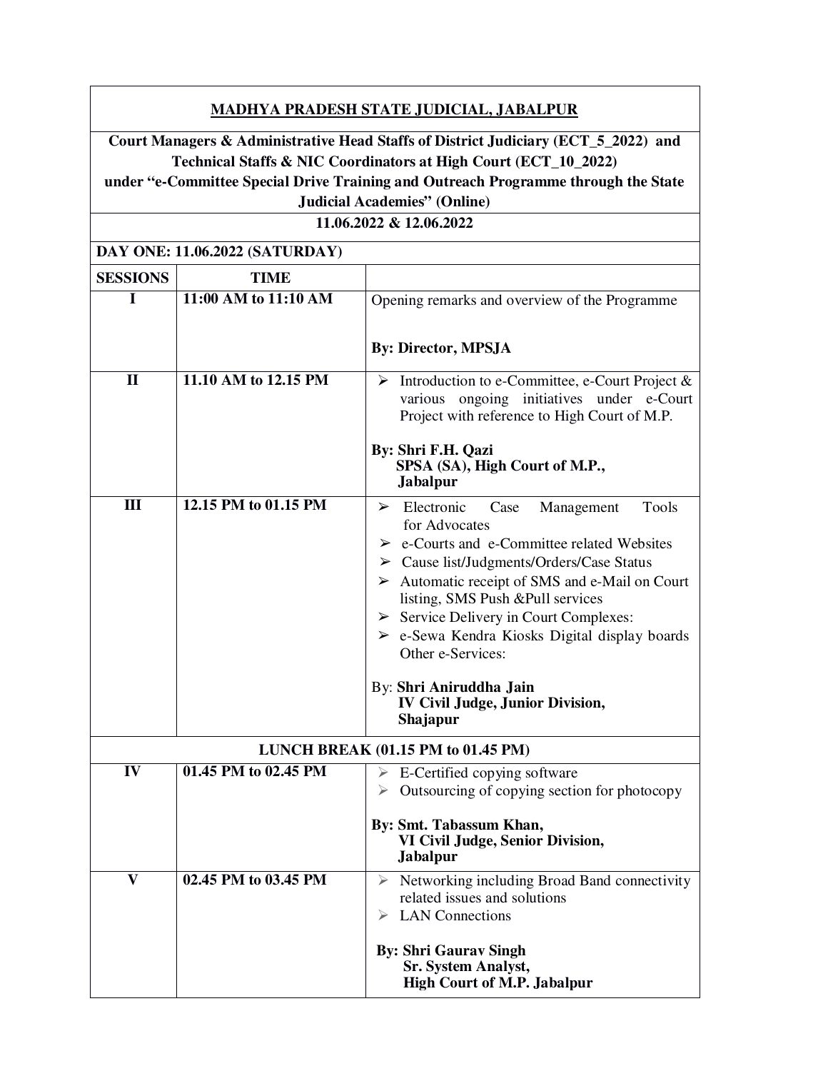**MADHYA PRADESH STATE JUDICIAL, JABALPUR**

**Court Managers & Administrative Head Staffs of District Judiciary (ECT_5_2022) and Technical Staffs & NIC Coordinators at High Court (ECT_10_2022) under "e-Committee Special Drive Training and Outreach Programme through the State Judicial Academies" (Online)**

**11.06.2022 & 12.06.2022**

**DAY ONE: 11.06.2022 (SATURDAY)**

| SESSIONS | TIME | |
|---|---|---|
| I | 11:00 AM to 11:10 AM | Opening remarks and overview of the Programme<br><br>**By: Director, MPSJA** |
| II | 11.10 AM to 12.15 PM | ➢ Introduction to e-Committee, e-Court Project & various ongoing initiatives under e-Court Project with reference to High Court of M.P.<br><br>**By: Shri F.H. Qazi SPSA (SA), High Court of M.P., Jabalpur** |
| III | 12.15 PM to 01.15 PM | ➢ Electronic Case Management Tools for Advocates<br>➢ e-Courts and e-Committee related Websites<br>➢ Cause list/Judgments/Orders/Case Status<br>➢ Automatic receipt of SMS and e-Mail on Court listing, SMS Push &Pull services<br>➢ Service Delivery in Court Complexes:<br>➢ e-Sewa Kendra Kiosks Digital display boards Other e-Services:<br><br>By: **Shri Aniruddha Jain IV Civil Judge, Junior Division, Shajapur** |
| **LUNCH BREAK (01.15 PM to 01.45 PM)** | | |
| IV | 01.45 PM to 02.45 PM | ➢ E-Certified copying software<br>➢ Outsourcing of copying section for photocopy<br><br>**By: Smt. Tabassum Khan, VI Civil Judge, Senior Division, Jabalpur** |
| V | 02.45 PM to 03.45 PM | ➢ Networking including Broad Band connectivity related issues and solutions<br>➢ LAN Connections<br><br>**By: Shri Gaurav Singh Sr. System Analyst, High Court of M.P. Jabalpur** |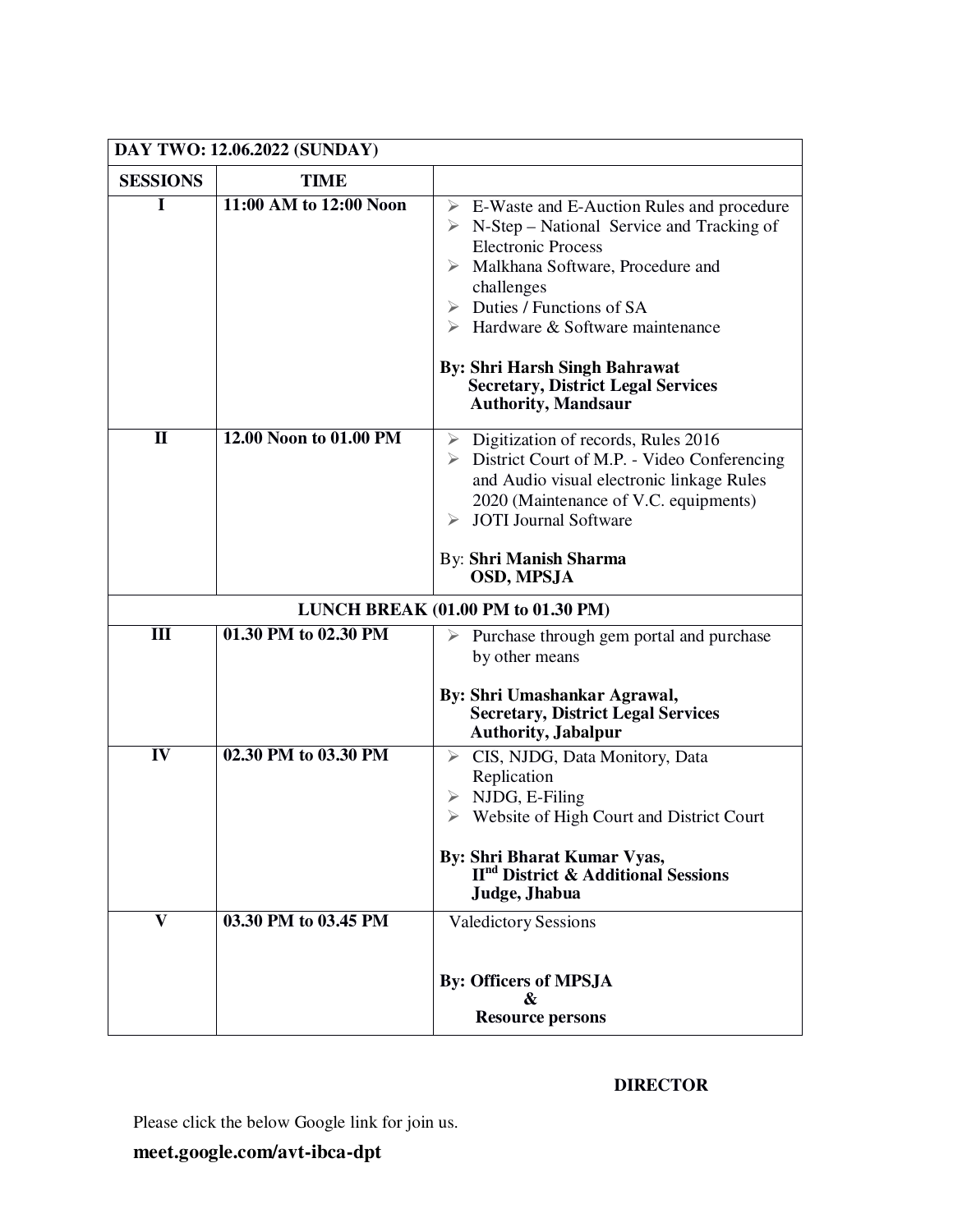| DAY TWO: 12.06.2022 (SUNDAY) | | |
|---|---|---|
| **SESSIONS** | **TIME** | |
| **I** | **11:00 AM to 12:00 Noon** | ➢ E-Waste and E-Auction Rules and procedure<br>➢ N-Step – National Service and Tracking of Electronic Process<br>➢ Malkhana Software, Procedure and challenges<br>➢ Duties / Functions of SA<br>➢ Hardware & Software maintenance<br><br>**By: Shri Harsh Singh Bahrawat**<br>**Secretary, District Legal Services Authority, Mandsaur** |
| **II** | **12.00 Noon to 01.00 PM** | ➢ Digitization of records, Rules 2016<br>➢ District Court of M.P. - Video Conferencing and Audio visual electronic linkage Rules 2020 (Maintenance of V.C. equipments)<br>➢ JOTI Journal Software<br><br>By: **Shri Manish Sharma**<br>**OSD, MPSJA** |
| **LUNCH BREAK (01.00 PM to 01.30 PM)** | | |
| **III** | **01.30 PM to 02.30 PM** | ➢ Purchase through gem portal and purchase by other means<br><br>**By: Shri Umashankar Agrawal,**<br>**Secretary, District Legal Services Authority, Jabalpur** |
| **IV** | **02.30 PM to 03.30 PM** | ➢ CIS, NJDG, Data Monitory, Data Replication<br>➢ NJDG, E-Filing<br>➢ Website of High Court and District Court<br><br>**By: Shri Bharat Kumar Vyas,**<br>**IInd District & Additional Sessions Judge, Jhabua** |
| **V** | **03.30 PM to 03.45 PM** | Valedictory Sessions<br><br>**By: Officers of MPSJA**<br>**&**<br>**Resource persons** |

**DIRECTOR**

Please click the below Google link for join us.

**meet.google.com/avt-ibca-dpt**